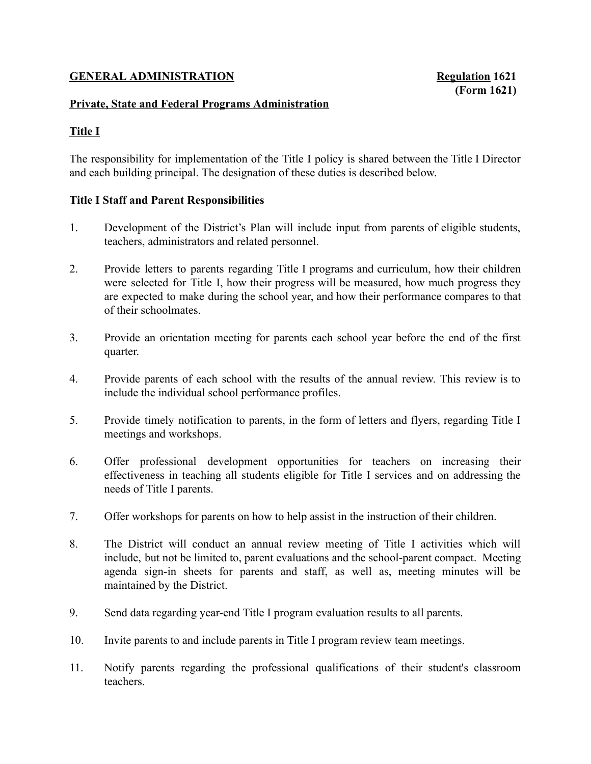**GENERAL ADMINISTRATION** **Regulation 1621**
**(Form 1621)**

**Private, State and Federal Programs Administration**

**Title I**

The responsibility for implementation of the Title I policy is shared between the Title I Director and each building principal. The designation of these duties is described below.

**Title I Staff and Parent Responsibilities**

1. Development of the District's Plan will include input from parents of eligible students, teachers, administrators and related personnel.

2. Provide letters to parents regarding Title I programs and curriculum, how their children were selected for Title I, how their progress will be measured, how much progress they are expected to make during the school year, and how their performance compares to that of their schoolmates.

3. Provide an orientation meeting for parents each school year before the end of the first quarter.

4. Provide parents of each school with the results of the annual review. This review is to include the individual school performance profiles.

5. Provide timely notification to parents, in the form of letters and flyers, regarding Title I meetings and workshops.

6. Offer professional development opportunities for teachers on increasing their effectiveness in teaching all students eligible for Title I services and on addressing the needs of Title I parents.

7. Offer workshops for parents on how to help assist in the instruction of their children.

8. The District will conduct an annual review meeting of Title I activities which will include, but not be limited to, parent evaluations and the school-parent compact. Meeting agenda sign-in sheets for parents and staff, as well as, meeting minutes will be maintained by the District.

9. Send data regarding year-end Title I program evaluation results to all parents.

10. Invite parents to and include parents in Title I program review team meetings.

11. Notify parents regarding the professional qualifications of their student's classroom teachers.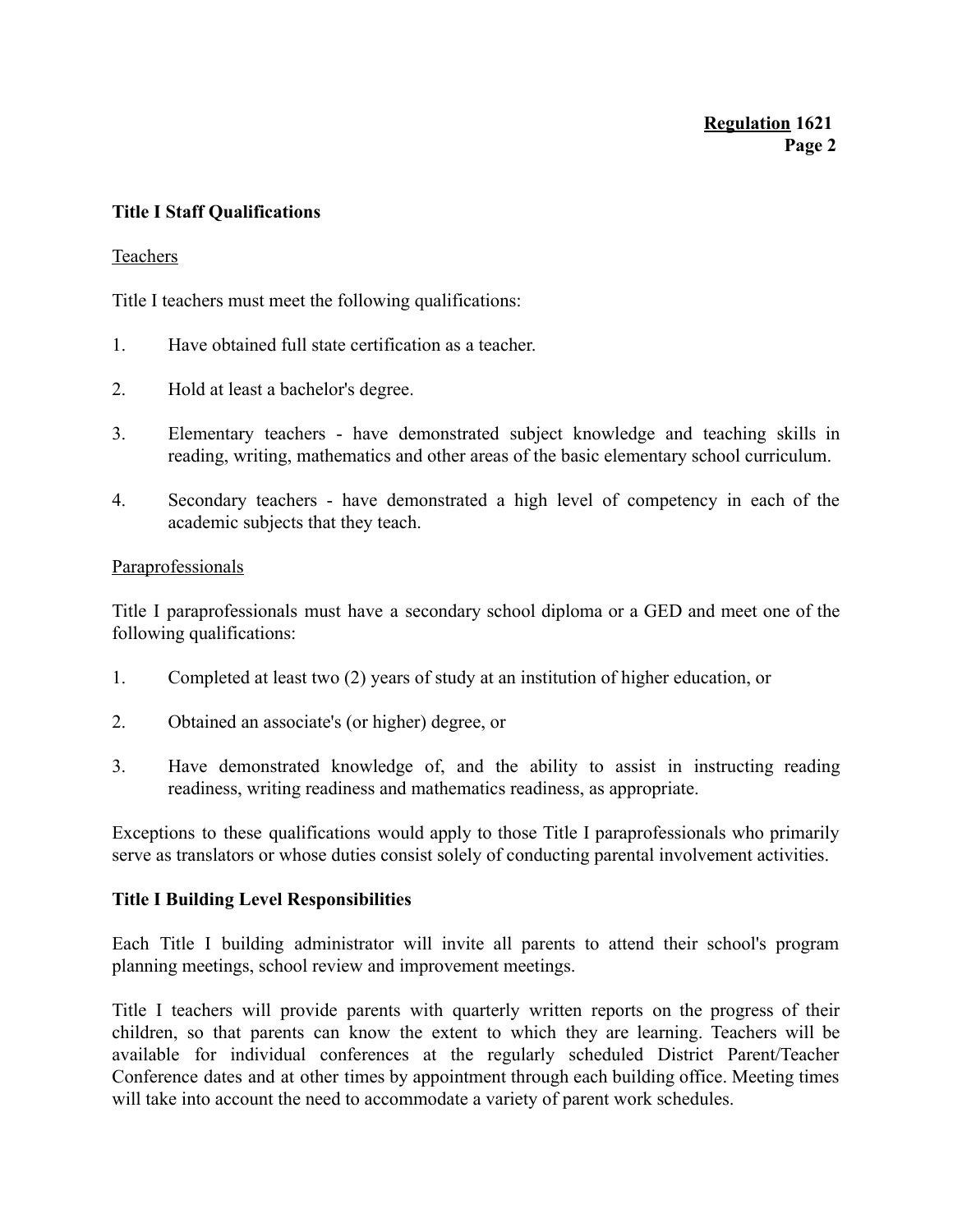## Title I Staff Qualifications

Teachers

Title I teachers must meet the following qualifications:

1. Have obtained full state certification as a teacher.

2. Hold at least a bachelor's degree.

3. Elementary teachers - have demonstrated subject knowledge and teaching skills in reading, writing, mathematics and other areas of the basic elementary school curriculum.

4. Secondary teachers - have demonstrated a high level of competency in each of the academic subjects that they teach.

Paraprofessionals

Title I paraprofessionals must have a secondary school diploma or a GED and meet one of the following qualifications:

1. Completed at least two (2) years of study at an institution of higher education, or

2. Obtained an associate's (or higher) degree, or

3. Have demonstrated knowledge of, and the ability to assist in instructing reading readiness, writing readiness and mathematics readiness, as appropriate.

Exceptions to these qualifications would apply to those Title I paraprofessionals who primarily serve as translators or whose duties consist solely of conducting parental involvement activities.

## Title I Building Level Responsibilities

Each Title I building administrator will invite all parents to attend their school's program planning meetings, school review and improvement meetings.

Title I teachers will provide parents with quarterly written reports on the progress of their children, so that parents can know the extent to which they are learning. Teachers will be available for individual conferences at the regularly scheduled District Parent/Teacher Conference dates and at other times by appointment through each building office. Meeting times will take into account the need to accommodate a variety of parent work schedules.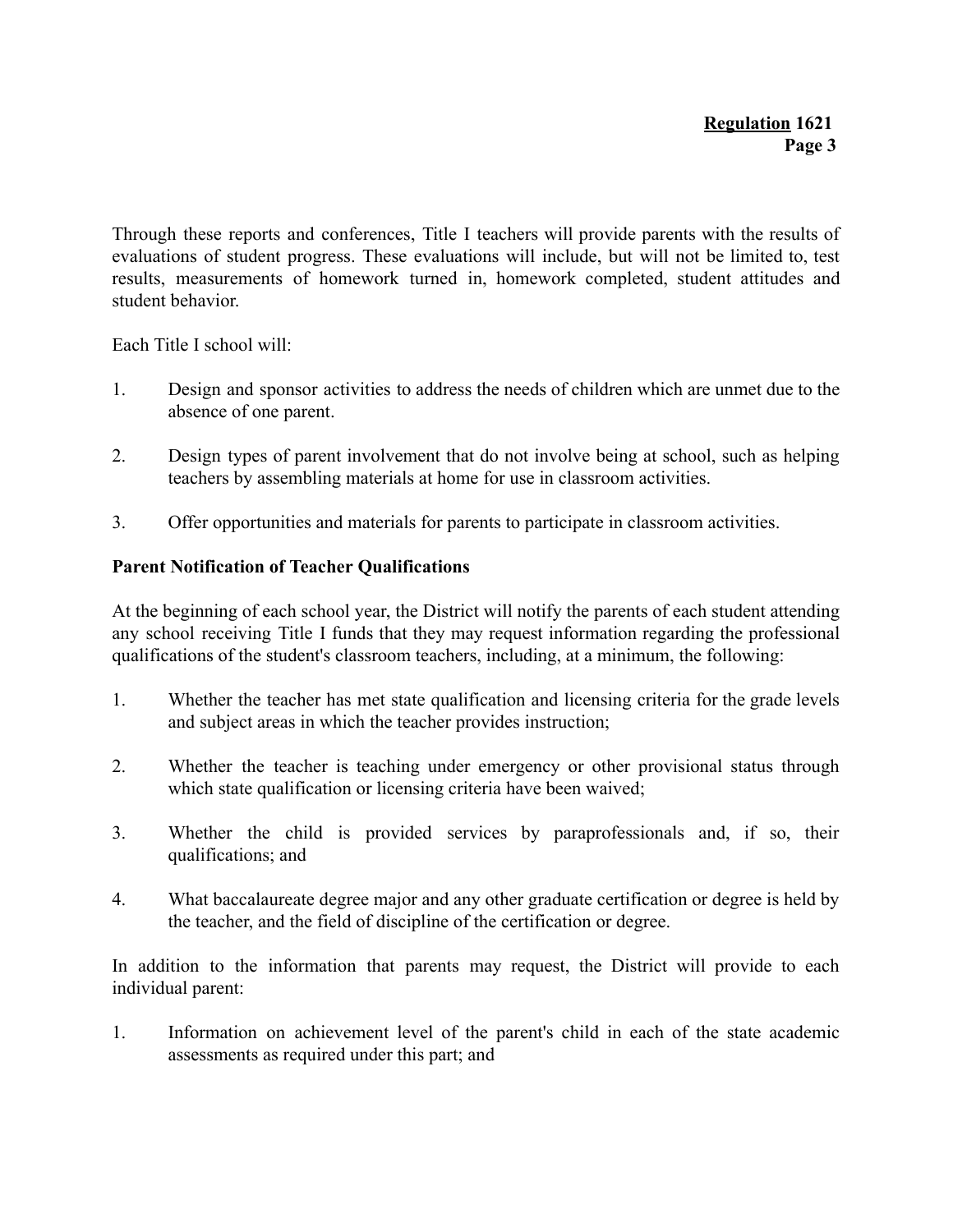Through these reports and conferences, Title I teachers will provide parents with the results of evaluations of student progress. These evaluations will include, but will not be limited to, test results, measurements of homework turned in, homework completed, student attitudes and student behavior.

Each Title I school will:

1. Design and sponsor activities to address the needs of children which are unmet due to the absence of one parent.

2. Design types of parent involvement that do not involve being at school, such as helping teachers by assembling materials at home for use in classroom activities.

3. Offer opportunities and materials for parents to participate in classroom activities.

**Parent Notification of Teacher Qualifications**

At the beginning of each school year, the District will notify the parents of each student attending any school receiving Title I funds that they may request information regarding the professional qualifications of the student's classroom teachers, including, at a minimum, the following:

1. Whether the teacher has met state qualification and licensing criteria for the grade levels and subject areas in which the teacher provides instruction;

2. Whether the teacher is teaching under emergency or other provisional status through which state qualification or licensing criteria have been waived;

3. Whether the child is provided services by paraprofessionals and, if so, their qualifications; and

4. What baccalaureate degree major and any other graduate certification or degree is held by the teacher, and the field of discipline of the certification or degree.

In addition to the information that parents may request, the District will provide to each individual parent:

1. Information on achievement level of the parent's child in each of the state academic assessments as required under this part; and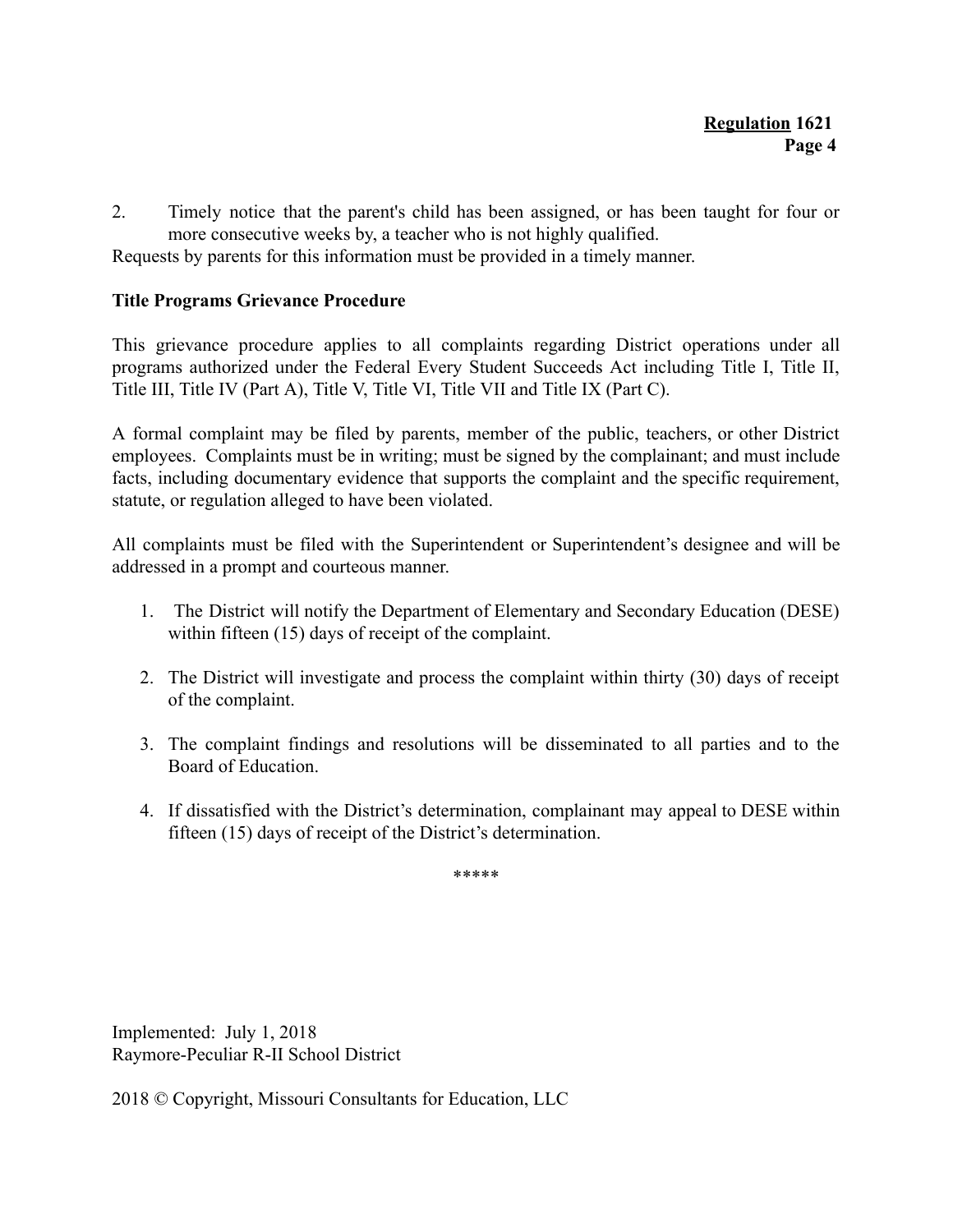2. Timely notice that the parent's child has been assigned, or has been taught for four or more consecutive weeks by, a teacher who is not highly qualified.

Requests by parents for this information must be provided in a timely manner.

**Title Programs Grievance Procedure**

This grievance procedure applies to all complaints regarding District operations under all programs authorized under the Federal Every Student Succeeds Act including Title I, Title II, Title III, Title IV (Part A), Title V, Title VI, Title VII and Title IX (Part C).

A formal complaint may be filed by parents, member of the public, teachers, or other District employees. Complaints must be in writing; must be signed by the complainant; and must include facts, including documentary evidence that supports the complaint and the specific requirement, statute, or regulation alleged to have been violated.

All complaints must be filed with the Superintendent or Superintendent's designee and will be addressed in a prompt and courteous manner.

1. The District will notify the Department of Elementary and Secondary Education (DESE) within fifteen (15) days of receipt of the complaint.

2. The District will investigate and process the complaint within thirty (30) days of receipt of the complaint.

3. The complaint findings and resolutions will be disseminated to all parties and to the Board of Education.

4. If dissatisfied with the District's determination, complainant may appeal to DESE within fifteen (15) days of receipt of the District's determination.

*****

Implemented: July 1, 2018
Raymore-Peculiar R-II School District

2018 © Copyright, Missouri Consultants for Education, LLC